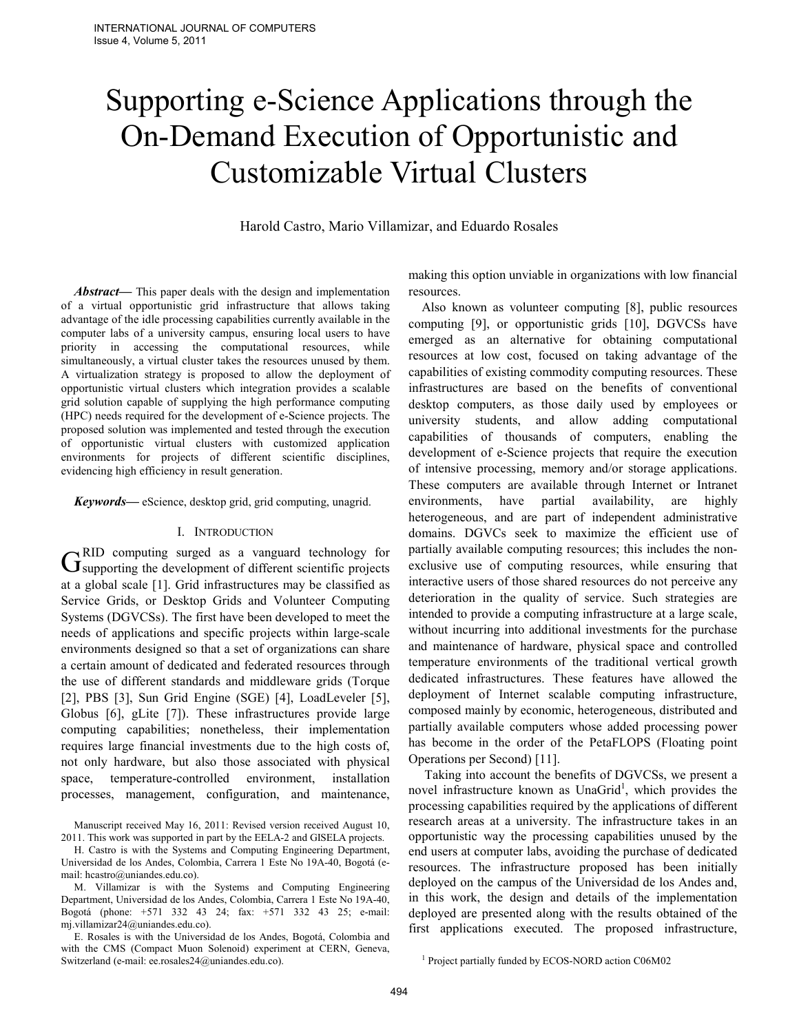# Supporting e-Science Applications through the On-Demand Execution of Opportunistic and Customizable Virtual Clusters

Harold Castro, Mario Villamizar, and Eduardo Rosales

***Abstract***— This paper deals with the design and implementation of a virtual opportunistic grid infrastructure that allows taking advantage of the idle processing capabilities currently available in the computer labs of a university campus, ensuring local users to have priority in accessing the computational resources, while simultaneously, a virtual cluster takes the resources unused by them. A virtualization strategy is proposed to allow the deployment of opportunistic virtual clusters which integration provides a scalable grid solution capable of supplying the high performance computing (HPC) needs required for the development of e-Science projects. The proposed solution was implemented and tested through the execution of opportunistic virtual clusters with customized application environments for projects of different scientific disciplines, evidencing high efficiency in result generation.

***Keywords***— eScience, desktop grid, grid computing, unagrid.

## I. Introduction

GRID computing surged as a vanguard technology for supporting the development of different scientific projects at a global scale [1]. Grid infrastructures may be classified as Service Grids, or Desktop Grids and Volunteer Computing Systems (DGVCSs). The first have been developed to meet the needs of applications and specific projects within large-scale environments designed so that a set of organizations can share a certain amount of dedicated and federated resources through the use of different standards and middleware grids (Torque [2], PBS [3], Sun Grid Engine (SGE) [4], LoadLeveler [5], Globus [6], gLite [7]). These infrastructures provide large computing capabilities; nonetheless, their implementation requires large financial investments due to the high costs of, not only hardware, but also those associated with physical space, temperature-controlled environment, installation processes, management, configuration, and maintenance, making this option unviable in organizations with low financial resources.

Also known as volunteer computing [8], public resources computing [9], or opportunistic grids [10], DGVCSs have emerged as an alternative for obtaining computational resources at low cost, focused on taking advantage of the capabilities of existing commodity computing resources. These infrastructures are based on the benefits of conventional desktop computers, as those daily used by employees or university students, and allow adding computational capabilities of thousands of computers, enabling the development of e-Science projects that require the execution of intensive processing, memory and/or storage applications. These computers are available through Internet or Intranet environments, have partial availability, are highly heterogeneous, and are part of independent administrative domains. DGVCs seek to maximize the efficient use of partially available computing resources; this includes the non-exclusive use of computing resources, while ensuring that interactive users of those shared resources do not perceive any deterioration in the quality of service. Such strategies are intended to provide a computing infrastructure at a large scale, without incurring into additional investments for the purchase and maintenance of hardware, physical space and controlled temperature environments of the traditional vertical growth dedicated infrastructures. These features have allowed the deployment of Internet scalable computing infrastructure, composed mainly by economic, heterogeneous, distributed and partially available computers whose added processing power has become in the order of the PetaFLOPS (Floating point Operations per Second) [11].

Taking into account the benefits of DGVCSs, we present a novel infrastructure known as UnaGrid[1], which provides the processing capabilities required by the applications of different research areas at a university. The infrastructure takes in an opportunistic way the processing capabilities unused by the end users at computer labs, avoiding the purchase of dedicated resources. The infrastructure proposed has been initially deployed on the campus of the Universidad de los Andes and, in this work, the design and details of the implementation deployed are presented along with the results obtained of the first applications executed. The proposed infrastructure,

Manuscript received May 16, 2011: Revised version received August 10, 2011. This work was supported in part by the EELA-2 and GISELA projects.

H. Castro is with the Systems and Computing Engineering Department, Universidad de los Andes, Colombia, Carrera 1 Este No 19A-40, Bogotá (e-mail: hcastro@uniandes.edu.co).

M. Villamizar is with the Systems and Computing Engineering Department, Universidad de los Andes, Colombia, Carrera 1 Este No 19A-40, Bogotá (phone: +571 332 43 24; fax: +571 332 43 25; e-mail: mj.villamizar24@uniandes.edu.co).

E. Rosales is with the Universidad de los Andes, Bogotá, Colombia and with the CMS (Compact Muon Solenoid) experiment at CERN, Geneva, Switzerland (e-mail: ee.rosales24@uniandes.edu.co).

[1] Project partially funded by ECOS-NORD action C06M02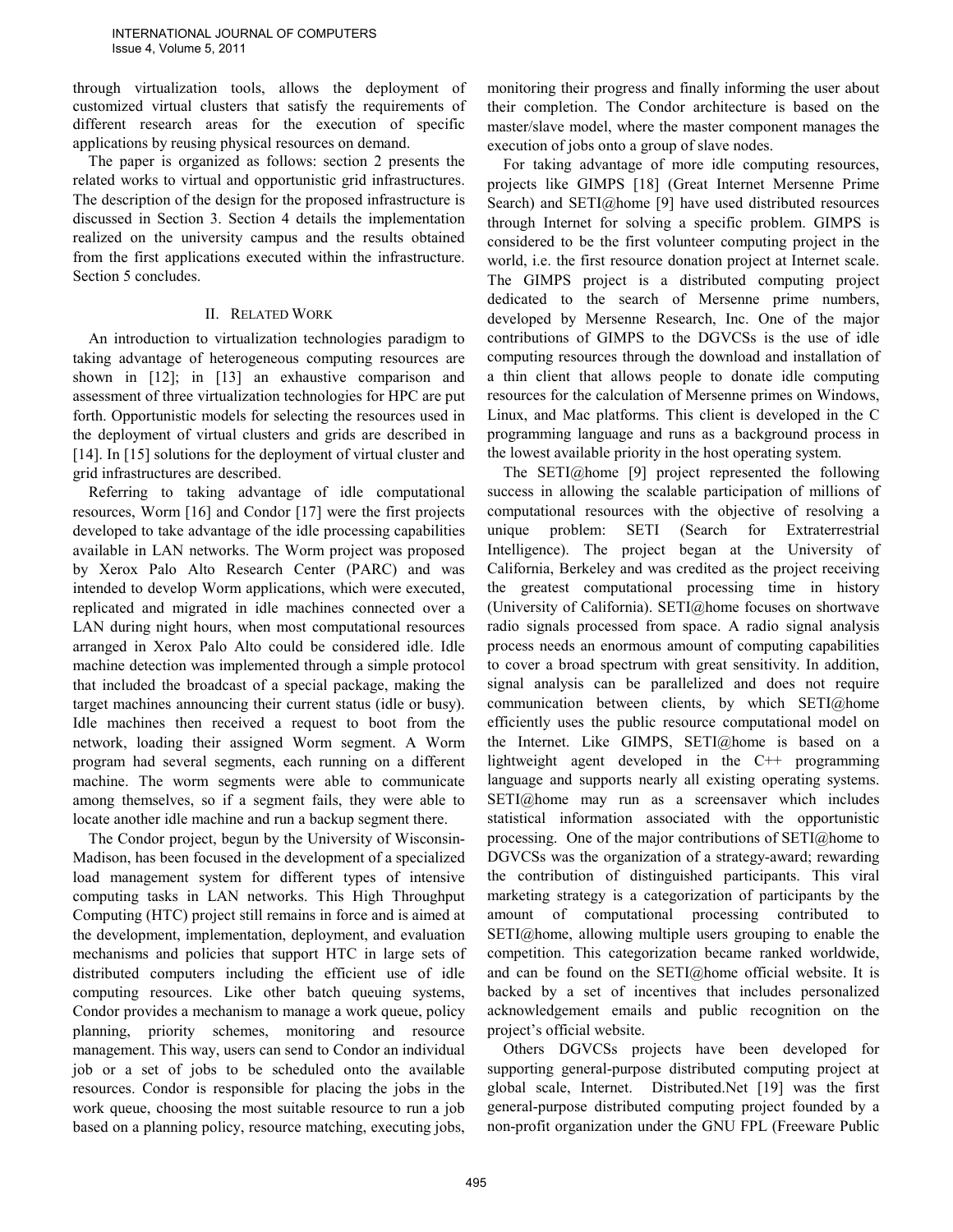through virtualization tools, allows the deployment of customized virtual clusters that satisfy the requirements of different research areas for the execution of specific applications by reusing physical resources on demand.

The paper is organized as follows: section 2 presents the related works to virtual and opportunistic grid infrastructures. The description of the design for the proposed infrastructure is discussed in Section 3. Section 4 details the implementation realized on the university campus and the results obtained from the first applications executed within the infrastructure. Section 5 concludes.

## II. Related Work

An introduction to virtualization technologies paradigm to taking advantage of heterogeneous computing resources are shown in [12]; in [13] an exhaustive comparison and assessment of three virtualization technologies for HPC are put forth. Opportunistic models for selecting the resources used in the deployment of virtual clusters and grids are described in [14]. In [15] solutions for the deployment of virtual cluster and grid infrastructures are described.

Referring to taking advantage of idle computational resources, Worm [16] and Condor [17] were the first projects developed to take advantage of the idle processing capabilities available in LAN networks. The Worm project was proposed by Xerox Palo Alto Research Center (PARC) and was intended to develop Worm applications, which were executed, replicated and migrated in idle machines connected over a LAN during night hours, when most computational resources arranged in Xerox Palo Alto could be considered idle. Idle machine detection was implemented through a simple protocol that included the broadcast of a special package, making the target machines announcing their current status (idle or busy). Idle machines then received a request to boot from the network, loading their assigned Worm segment. A Worm program had several segments, each running on a different machine. The worm segments were able to communicate among themselves, so if a segment fails, they were able to locate another idle machine and run a backup segment there.

The Condor project, begun by the University of Wisconsin-Madison, has been focused in the development of a specialized load management system for different types of intensive computing tasks in LAN networks. This High Throughput Computing (HTC) project still remains in force and is aimed at the development, implementation, deployment, and evaluation mechanisms and policies that support HTC in large sets of distributed computers including the efficient use of idle computing resources. Like other batch queuing systems, Condor provides a mechanism to manage a work queue, policy planning, priority schemes, monitoring and resource management. This way, users can send to Condor an individual job or a set of jobs to be scheduled onto the available resources. Condor is responsible for placing the jobs in the work queue, choosing the most suitable resource to run a job based on a planning policy, resource matching, executing jobs, monitoring their progress and finally informing the user about their completion. The Condor architecture is based on the master/slave model, where the master component manages the execution of jobs onto a group of slave nodes.

For taking advantage of more idle computing resources, projects like GIMPS [18] (Great Internet Mersenne Prime Search) and SETI@home [9] have used distributed resources through Internet for solving a specific problem. GIMPS is considered to be the first volunteer computing project in the world, i.e. the first resource donation project at Internet scale. The GIMPS project is a distributed computing project dedicated to the search of Mersenne prime numbers, developed by Mersenne Research, Inc. One of the major contributions of GIMPS to the DGVCSs is the use of idle computing resources through the download and installation of a thin client that allows people to donate idle computing resources for the calculation of Mersenne primes on Windows, Linux, and Mac platforms. This client is developed in the C programming language and runs as a background process in the lowest available priority in the host operating system.

The SETI@home [9] project represented the following success in allowing the scalable participation of millions of computational resources with the objective of resolving a unique problem: SETI (Search for Extraterrestrial Intelligence). The project began at the University of California, Berkeley and was credited as the project receiving the greatest computational processing time in history (University of California). SETI@home focuses on shortwave radio signals processed from space. A radio signal analysis process needs an enormous amount of computing capabilities to cover a broad spectrum with great sensitivity. In addition, signal analysis can be parallelized and does not require communication between clients, by which SETI@home efficiently uses the public resource computational model on the Internet. Like GIMPS, SETI@home is based on a lightweight agent developed in the C++ programming language and supports nearly all existing operating systems. SETI@home may run as a screensaver which includes statistical information associated with the opportunistic processing. One of the major contributions of SETI@home to DGVCSs was the organization of a strategy-award; rewarding the contribution of distinguished participants. This viral marketing strategy is a categorization of participants by the amount of computational processing contributed to SETI@home, allowing multiple users grouping to enable the competition. This categorization became ranked worldwide, and can be found on the SETI@home official website. It is backed by a set of incentives that includes personalized acknowledgement emails and public recognition on the project's official website.

Others DGVCSs projects have been developed for supporting general-purpose distributed computing project at global scale, Internet. Distributed.Net [19] was the first general-purpose distributed computing project founded by a non-profit organization under the GNU FPL (Freeware Public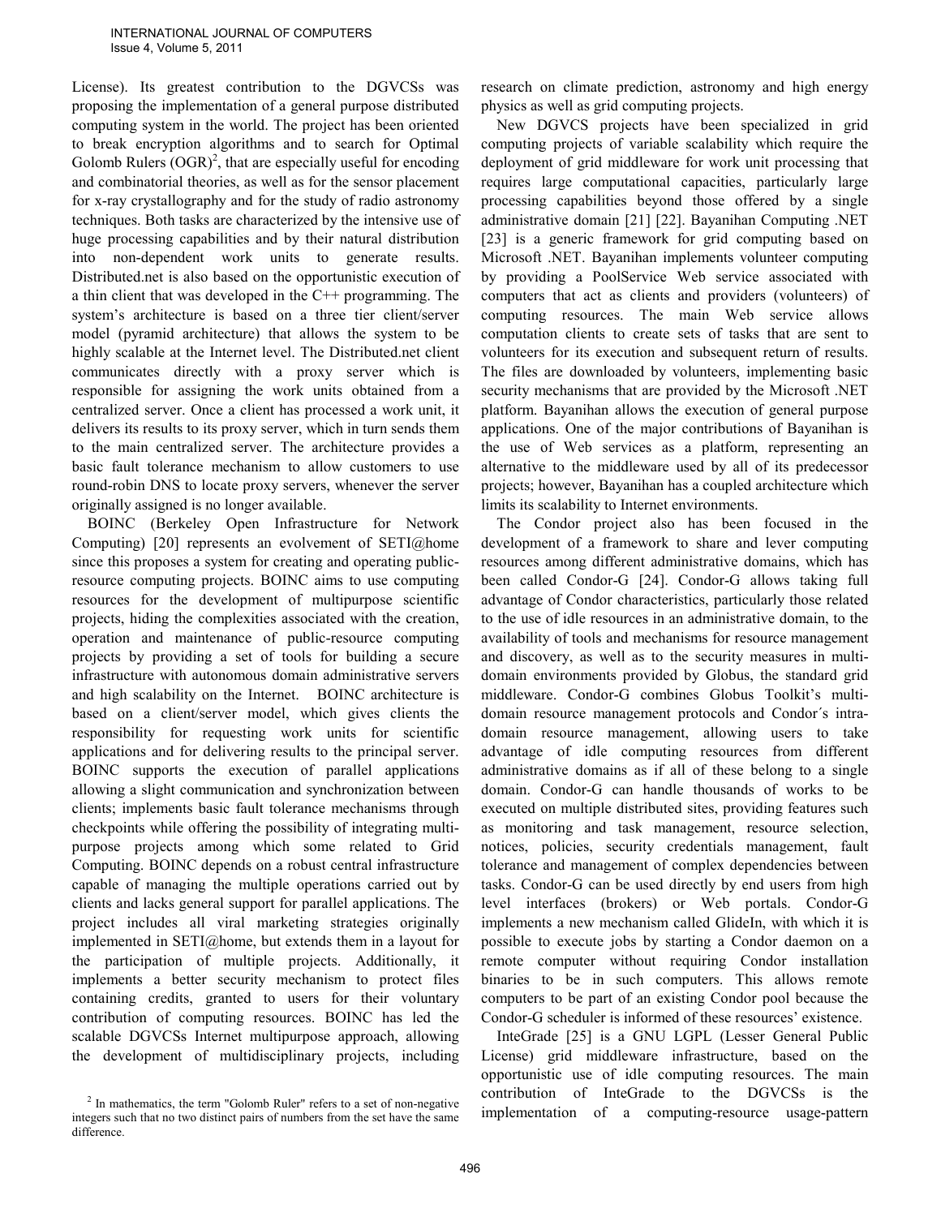License). Its greatest contribution to the DGVCSs was proposing the implementation of a general purpose distributed computing system in the world. The project has been oriented to break encryption algorithms and to search for Optimal Golomb Rulers (OGR)[2], that are especially useful for encoding and combinatorial theories, as well as for the sensor placement for x-ray crystallography and for the study of radio astronomy techniques. Both tasks are characterized by the intensive use of huge processing capabilities and by their natural distribution into non-dependent work units to generate results. Distributed.net is also based on the opportunistic execution of a thin client that was developed in the C++ programming. The system's architecture is based on a three tier client/server model (pyramid architecture) that allows the system to be highly scalable at the Internet level. The Distributed.net client communicates directly with a proxy server which is responsible for assigning the work units obtained from a centralized server. Once a client has processed a work unit, it delivers its results to its proxy server, which in turn sends them to the main centralized server. The architecture provides a basic fault tolerance mechanism to allow customers to use round-robin DNS to locate proxy servers, whenever the server originally assigned is no longer available.

BOINC (Berkeley Open Infrastructure for Network Computing) [20] represents an evolvement of SETI@home since this proposes a system for creating and operating public-resource computing projects. BOINC aims to use computing resources for the development of multipurpose scientific projects, hiding the complexities associated with the creation, operation and maintenance of public-resource computing projects by providing a set of tools for building a secure infrastructure with autonomous domain administrative servers and high scalability on the Internet. BOINC architecture is based on a client/server model, which gives clients the responsibility for requesting work units for scientific applications and for delivering results to the principal server. BOINC supports the execution of parallel applications allowing a slight communication and synchronization between clients; implements basic fault tolerance mechanisms through checkpoints while offering the possibility of integrating multi-purpose projects among which some related to Grid Computing. BOINC depends on a robust central infrastructure capable of managing the multiple operations carried out by clients and lacks general support for parallel applications. The project includes all viral marketing strategies originally implemented in SETI@home, but extends them in a layout for the participation of multiple projects. Additionally, it implements a better security mechanism to protect files containing credits, granted to users for their voluntary contribution of computing resources. BOINC has led the scalable DGVCSs Internet multipurpose approach, allowing the development of multidisciplinary projects, including research on climate prediction, astronomy and high energy physics as well as grid computing projects.

New DGVCS projects have been specialized in grid computing projects of variable scalability which require the deployment of grid middleware for work unit processing that requires large computational capacities, particularly large processing capabilities beyond those offered by a single administrative domain [21] [22]. Bayanihan Computing .NET [23] is a generic framework for grid computing based on Microsoft .NET. Bayanihan implements volunteer computing by providing a PoolService Web service associated with computers that act as clients and providers (volunteers) of computing resources. The main Web service allows computation clients to create sets of tasks that are sent to volunteers for its execution and subsequent return of results. The files are downloaded by volunteers, implementing basic security mechanisms that are provided by the Microsoft .NET platform. Bayanihan allows the execution of general purpose applications. One of the major contributions of Bayanihan is the use of Web services as a platform, representing an alternative to the middleware used by all of its predecessor projects; however, Bayanihan has a coupled architecture which limits its scalability to Internet environments.

The Condor project also has been focused in the development of a framework to share and lever computing resources among different administrative domains, which has been called Condor-G [24]. Condor-G allows taking full advantage of Condor characteristics, particularly those related to the use of idle resources in an administrative domain, to the availability of tools and mechanisms for resource management and discovery, as well as to the security measures in multi-domain environments provided by Globus, the standard grid middleware. Condor-G combines Globus Toolkit's multi-domain resource management protocols and Condor´s intra-domain resource management, allowing users to take advantage of idle computing resources from different administrative domains as if all of these belong to a single domain. Condor-G can handle thousands of works to be executed on multiple distributed sites, providing features such as monitoring and task management, resource selection, notices, policies, security credentials management, fault tolerance and management of complex dependencies between tasks. Condor-G can be used directly by end users from high level interfaces (brokers) or Web portals. Condor-G implements a new mechanism called GlideIn, with which it is possible to execute jobs by starting a Condor daemon on a remote computer without requiring Condor installation binaries to be in such computers. This allows remote computers to be part of an existing Condor pool because the Condor-G scheduler is informed of these resources' existence.

InteGrade [25] is a GNU LGPL (Lesser General Public License) grid middleware infrastructure, based on the opportunistic use of idle computing resources. The main contribution of InteGrade to the DGVCSs is the implementation of a computing-resource usage-pattern

[2] In mathematics, the term "Golomb Ruler" refers to a set of non-negative integers such that no two distinct pairs of numbers from the set have the same difference.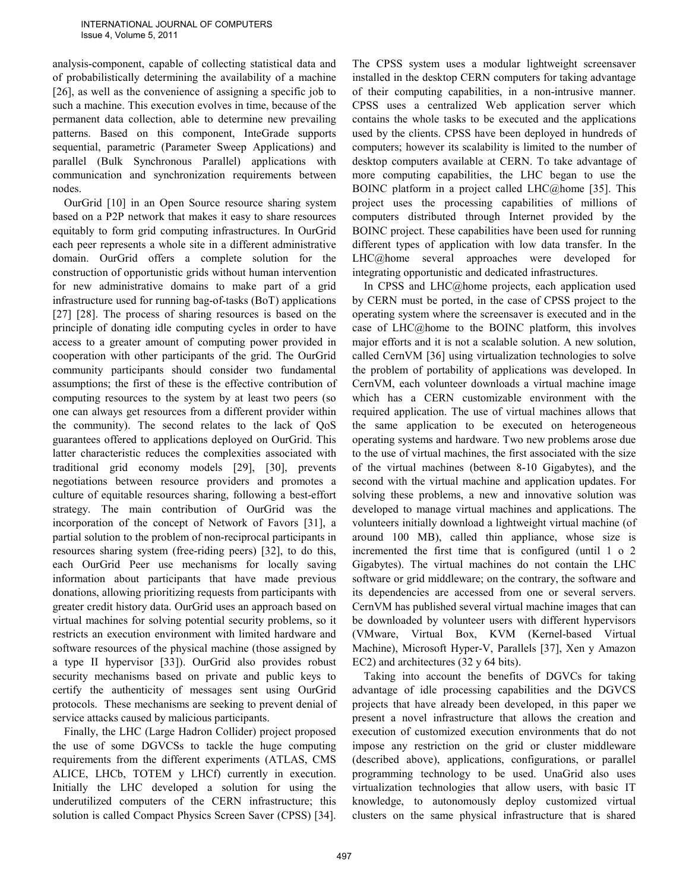analysis-component, capable of collecting statistical data and of probabilistically determining the availability of a machine [26], as well as the convenience of assigning a specific job to such a machine. This execution evolves in time, because of the permanent data collection, able to determine new prevailing patterns. Based on this component, InteGrade supports sequential, parametric (Parameter Sweep Applications) and parallel (Bulk Synchronous Parallel) applications with communication and synchronization requirements between nodes.

OurGrid [10] in an Open Source resource sharing system based on a P2P network that makes it easy to share resources equitably to form grid computing infrastructures. In OurGrid each peer represents a whole site in a different administrative domain. OurGrid offers a complete solution for the construction of opportunistic grids without human intervention for new administrative domains to make part of a grid infrastructure used for running bag-of-tasks (BoT) applications [27] [28]. The process of sharing resources is based on the principle of donating idle computing cycles in order to have access to a greater amount of computing power provided in cooperation with other participants of the grid. The OurGrid community participants should consider two fundamental assumptions; the first of these is the effective contribution of computing resources to the system by at least two peers (so one can always get resources from a different provider within the community). The second relates to the lack of QoS guarantees offered to applications deployed on OurGrid. This latter characteristic reduces the complexities associated with traditional grid economy models [29], [30], prevents negotiations between resource providers and promotes a culture of equitable resources sharing, following a best-effort strategy. The main contribution of OurGrid was the incorporation of the concept of Network of Favors [31], a partial solution to the problem of non-reciprocal participants in resources sharing system (free-riding peers) [32], to do this, each OurGrid Peer use mechanisms for locally saving information about participants that have made previous donations, allowing prioritizing requests from participants with greater credit history data. OurGrid uses an approach based on virtual machines for solving potential security problems, so it restricts an execution environment with limited hardware and software resources of the physical machine (those assigned by a type II hypervisor [33]). OurGrid also provides robust security mechanisms based on private and public keys to certify the authenticity of messages sent using OurGrid protocols. These mechanisms are seeking to prevent denial of service attacks caused by malicious participants.

Finally, the LHC (Large Hadron Collider) project proposed the use of some DGVCSs to tackle the huge computing requirements from the different experiments (ATLAS, CMS ALICE, LHCb, TOTEM y LHCf) currently in execution. Initially the LHC developed a solution for using the underutilized computers of the CERN infrastructure; this solution is called Compact Physics Screen Saver (CPSS) [34]. The CPSS system uses a modular lightweight screensaver installed in the desktop CERN computers for taking advantage of their computing capabilities, in a non-intrusive manner. CPSS uses a centralized Web application server which contains the whole tasks to be executed and the applications used by the clients. CPSS have been deployed in hundreds of computers; however its scalability is limited to the number of desktop computers available at CERN. To take advantage of more computing capabilities, the LHC began to use the BOINC platform in a project called LHC@home [35]. This project uses the processing capabilities of millions of computers distributed through Internet provided by the BOINC project. These capabilities have been used for running different types of application with low data transfer. In the LHC@home several approaches were developed for integrating opportunistic and dedicated infrastructures.

In CPSS and LHC@home projects, each application used by CERN must be ported, in the case of CPSS project to the operating system where the screensaver is executed and in the case of LHC@home to the BOINC platform, this involves major efforts and it is not a scalable solution. A new solution, called CernVM [36] using virtualization technologies to solve the problem of portability of applications was developed. In CernVM, each volunteer downloads a virtual machine image which has a CERN customizable environment with the required application. The use of virtual machines allows that the same application to be executed on heterogeneous operating systems and hardware. Two new problems arose due to the use of virtual machines, the first associated with the size of the virtual machines (between 8-10 Gigabytes), and the second with the virtual machine and application updates. For solving these problems, a new and innovative solution was developed to manage virtual machines and applications. The volunteers initially download a lightweight virtual machine (of around 100 MB), called thin appliance, whose size is incremented the first time that is configured (until 1 o 2 Gigabytes). The virtual machines do not contain the LHC software or grid middleware; on the contrary, the software and its dependencies are accessed from one or several servers. CernVM has published several virtual machine images that can be downloaded by volunteer users with different hypervisors (VMware, Virtual Box, KVM (Kernel-based Virtual Machine), Microsoft Hyper-V, Parallels [37], Xen y Amazon EC2) and architectures (32 y 64 bits).

Taking into account the benefits of DGVCs for taking advantage of idle processing capabilities and the DGVCS projects that have already been developed, in this paper we present a novel infrastructure that allows the creation and execution of customized execution environments that do not impose any restriction on the grid or cluster middleware (described above), applications, configurations, or parallel programming technology to be used. UnaGrid also uses virtualization technologies that allow users, with basic IT knowledge, to autonomously deploy customized virtual clusters on the same physical infrastructure that is shared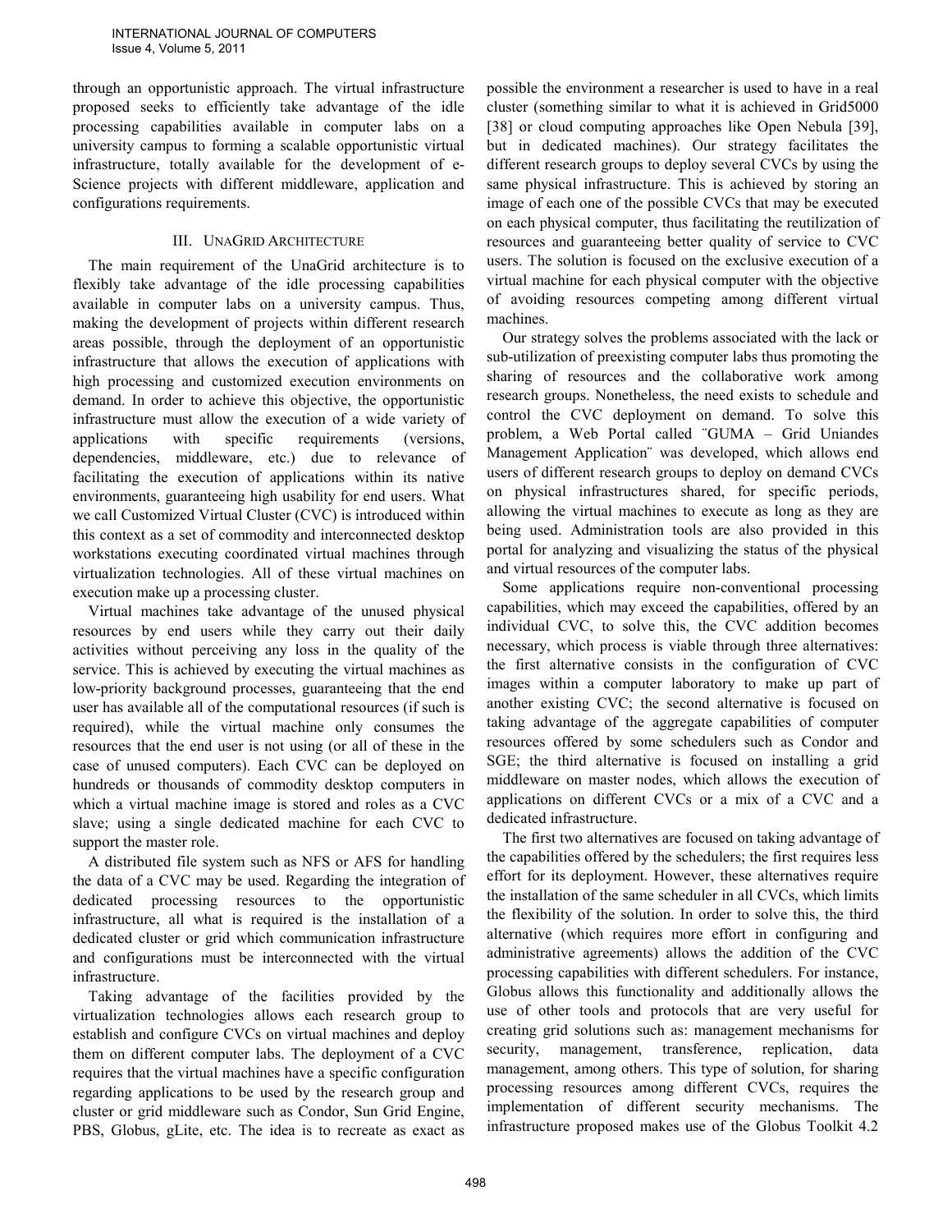through an opportunistic approach. The virtual infrastructure proposed seeks to efficiently take advantage of the idle processing capabilities available in computer labs on a university campus to forming a scalable opportunistic virtual infrastructure, totally available for the development of e-Science projects with different middleware, application and configurations requirements.

## III. UnaGrid Architecture

The main requirement of the UnaGrid architecture is to flexibly take advantage of the idle processing capabilities available in computer labs on a university campus. Thus, making the development of projects within different research areas possible, through the deployment of an opportunistic infrastructure that allows the execution of applications with high processing and customized execution environments on demand. In order to achieve this objective, the opportunistic infrastructure must allow the execution of a wide variety of applications with specific requirements (versions, dependencies, middleware, etc.) due to relevance of facilitating the execution of applications within its native environments, guaranteeing high usability for end users. What we call Customized Virtual Cluster (CVC) is introduced within this context as a set of commodity and interconnected desktop workstations executing coordinated virtual machines through virtualization technologies. All of these virtual machines on execution make up a processing cluster.

Virtual machines take advantage of the unused physical resources by end users while they carry out their daily activities without perceiving any loss in the quality of the service. This is achieved by executing the virtual machines as low-priority background processes, guaranteeing that the end user has available all of the computational resources (if such is required), while the virtual machine only consumes the resources that the end user is not using (or all of these in the case of unused computers). Each CVC can be deployed on hundreds or thousands of commodity desktop computers in which a virtual machine image is stored and roles as a CVC slave; using a single dedicated machine for each CVC to support the master role.

A distributed file system such as NFS or AFS for handling the data of a CVC may be used. Regarding the integration of dedicated processing resources to the opportunistic infrastructure, all what is required is the installation of a dedicated cluster or grid which communication infrastructure and configurations must be interconnected with the virtual infrastructure.

Taking advantage of the facilities provided by the virtualization technologies allows each research group to establish and configure CVCs on virtual machines and deploy them on different computer labs. The deployment of a CVC requires that the virtual machines have a specific configuration regarding applications to be used by the research group and cluster or grid middleware such as Condor, Sun Grid Engine, PBS, Globus, gLite, etc. The idea is to recreate as exact as possible the environment a researcher is used to have in a real cluster (something similar to what it is achieved in Grid5000 [38] or cloud computing approaches like Open Nebula [39], but in dedicated machines). Our strategy facilitates the different research groups to deploy several CVCs by using the same physical infrastructure. This is achieved by storing an image of each one of the possible CVCs that may be executed on each physical computer, thus facilitating the reutilization of resources and guaranteeing better quality of service to CVC users. The solution is focused on the exclusive execution of a virtual machine for each physical computer with the objective of avoiding resources competing among different virtual machines.

Our strategy solves the problems associated with the lack or sub-utilization of preexisting computer labs thus promoting the sharing of resources and the collaborative work among research groups. Nonetheless, the need exists to schedule and control the CVC deployment on demand. To solve this problem, a Web Portal called ¨GUMA – Grid Uniandes Management Application¨ was developed, which allows end users of different research groups to deploy on demand CVCs on physical infrastructures shared, for specific periods, allowing the virtual machines to execute as long as they are being used. Administration tools are also provided in this portal for analyzing and visualizing the status of the physical and virtual resources of the computer labs.

Some applications require non-conventional processing capabilities, which may exceed the capabilities, offered by an individual CVC, to solve this, the CVC addition becomes necessary, which process is viable through three alternatives: the first alternative consists in the configuration of CVC images within a computer laboratory to make up part of another existing CVC; the second alternative is focused on taking advantage of the aggregate capabilities of computer resources offered by some schedulers such as Condor and SGE; the third alternative is focused on installing a grid middleware on master nodes, which allows the execution of applications on different CVCs or a mix of a CVC and a dedicated infrastructure.

The first two alternatives are focused on taking advantage of the capabilities offered by the schedulers; the first requires less effort for its deployment. However, these alternatives require the installation of the same scheduler in all CVCs, which limits the flexibility of the solution. In order to solve this, the third alternative (which requires more effort in configuring and administrative agreements) allows the addition of the CVC processing capabilities with different schedulers. For instance, Globus allows this functionality and additionally allows the use of other tools and protocols that are very useful for creating grid solutions such as: management mechanisms for security, management, transference, replication, data management, among others. This type of solution, for sharing processing resources among different CVCs, requires the implementation of different security mechanisms. The infrastructure proposed makes use of the Globus Toolkit 4.2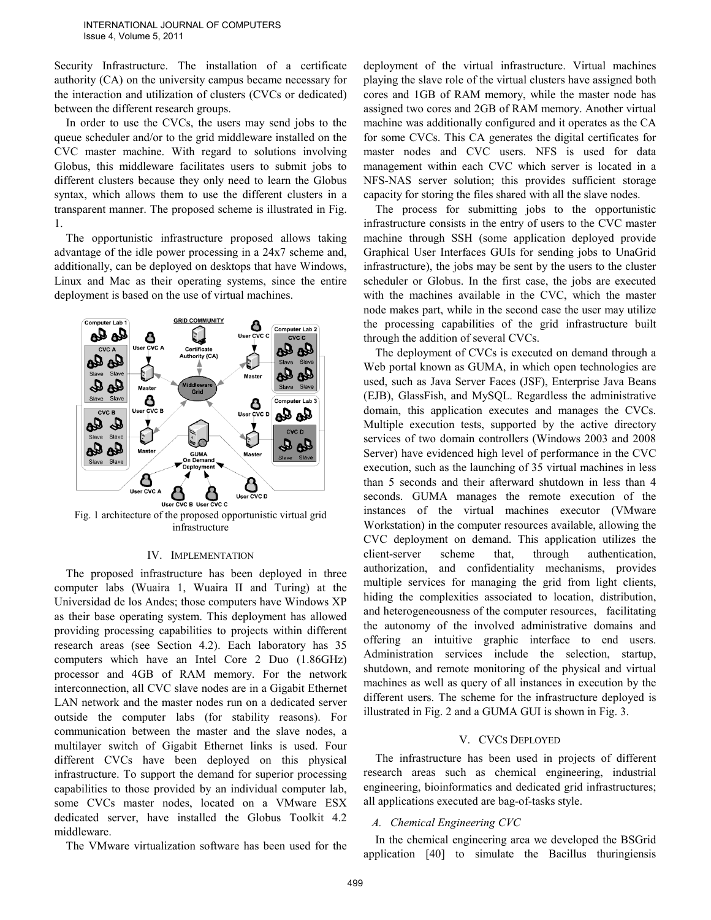Security Infrastructure. The installation of a certificate authority (CA) on the university campus became necessary for the interaction and utilization of clusters (CVCs or dedicated) between the different research groups.

In order to use the CVCs, the users may send jobs to the queue scheduler and/or to the grid middleware installed on the CVC master machine. With regard to solutions involving Globus, this middleware facilitates users to submit jobs to different clusters because they only need to learn the Globus syntax, which allows them to use the different clusters in a transparent manner. The proposed scheme is illustrated in Fig. 1.

The opportunistic infrastructure proposed allows taking advantage of the idle power processing in a 24x7 scheme and, additionally, can be deployed on desktops that have Windows, Linux and Mac as their operating systems, since the entire deployment is based on the use of virtual machines.

Fig. 1 architecture of the proposed opportunistic virtual grid infrastructure

## IV. Implementation

The proposed infrastructure has been deployed in three computer labs (Wuaira 1, Wuaira II and Turing) at the Universidad de los Andes; those computers have Windows XP as their base operating system. This deployment has allowed providing processing capabilities to projects within different research areas (see Section 4.2). Each laboratory has 35 computers which have an Intel Core 2 Duo (1.86GHz) processor and 4GB of RAM memory. For the network interconnection, all CVC slave nodes are in a Gigabit Ethernet LAN network and the master nodes run on a dedicated server outside the computer labs (for stability reasons). For communication between the master and the slave nodes, a multilayer switch of Gigabit Ethernet links is used. Four different CVCs have been deployed on this physical infrastructure. To support the demand for superior processing capabilities to those provided by an individual computer lab, some CVCs master nodes, located on a VMware ESX dedicated server, have installed the Globus Toolkit 4.2 middleware.

The VMware virtualization software has been used for the deployment of the virtual infrastructure. Virtual machines playing the slave role of the virtual clusters have assigned both cores and 1GB of RAM memory, while the master node has assigned two cores and 2GB of RAM memory. Another virtual machine was additionally configured and it operates as the CA for some CVCs. This CA generates the digital certificates for master nodes and CVC users. NFS is used for data management within each CVC which server is located in a NFS-NAS server solution; this provides sufficient storage capacity for storing the files shared with all the slave nodes.

The process for submitting jobs to the opportunistic infrastructure consists in the entry of users to the CVC master machine through SSH (some application deployed provide Graphical User Interfaces GUIs for sending jobs to UnaGrid infrastructure), the jobs may be sent by the users to the cluster scheduler or Globus. In the first case, the jobs are executed with the machines available in the CVC, which the master node makes part, while in the second case the user may utilize the processing capabilities of the grid infrastructure built through the addition of several CVCs.

The deployment of CVCs is executed on demand through a Web portal known as GUMA, in which open technologies are used, such as Java Server Faces (JSF), Enterprise Java Beans (EJB), GlassFish, and MySQL. Regardless the administrative domain, this application executes and manages the CVCs. Multiple execution tests, supported by the active directory services of two domain controllers (Windows 2003 and 2008 Server) have evidenced high level of performance in the CVC execution, such as the launching of 35 virtual machines in less than 5 seconds and their afterward shutdown in less than 4 seconds. GUMA manages the remote execution of the instances of the virtual machines executor (VMware Workstation) in the computer resources available, allowing the CVC deployment on demand. This application utilizes the client-server scheme that, through authentication, authorization, and confidentiality mechanisms, provides multiple services for managing the grid from light clients, hiding the complexities associated to location, distribution, and heterogeneousness of the computer resources, facilitating the autonomy of the involved administrative domains and offering an intuitive graphic interface to end users. Administration services include the selection, startup, shutdown, and remote monitoring of the physical and virtual machines as well as query of all instances in execution by the different users. The scheme for the infrastructure deployed is illustrated in Fig. 2 and a GUMA GUI is shown in Fig. 3.

## V. CVCs Deployed

The infrastructure has been used in projects of different research areas such as chemical engineering, industrial engineering, bioinformatics and dedicated grid infrastructures; all applications executed are bag-of-tasks style.

### A. Chemical Engineering CVC

In the chemical engineering area we developed the BSGrid application [40] to simulate the Bacillus thuringiensis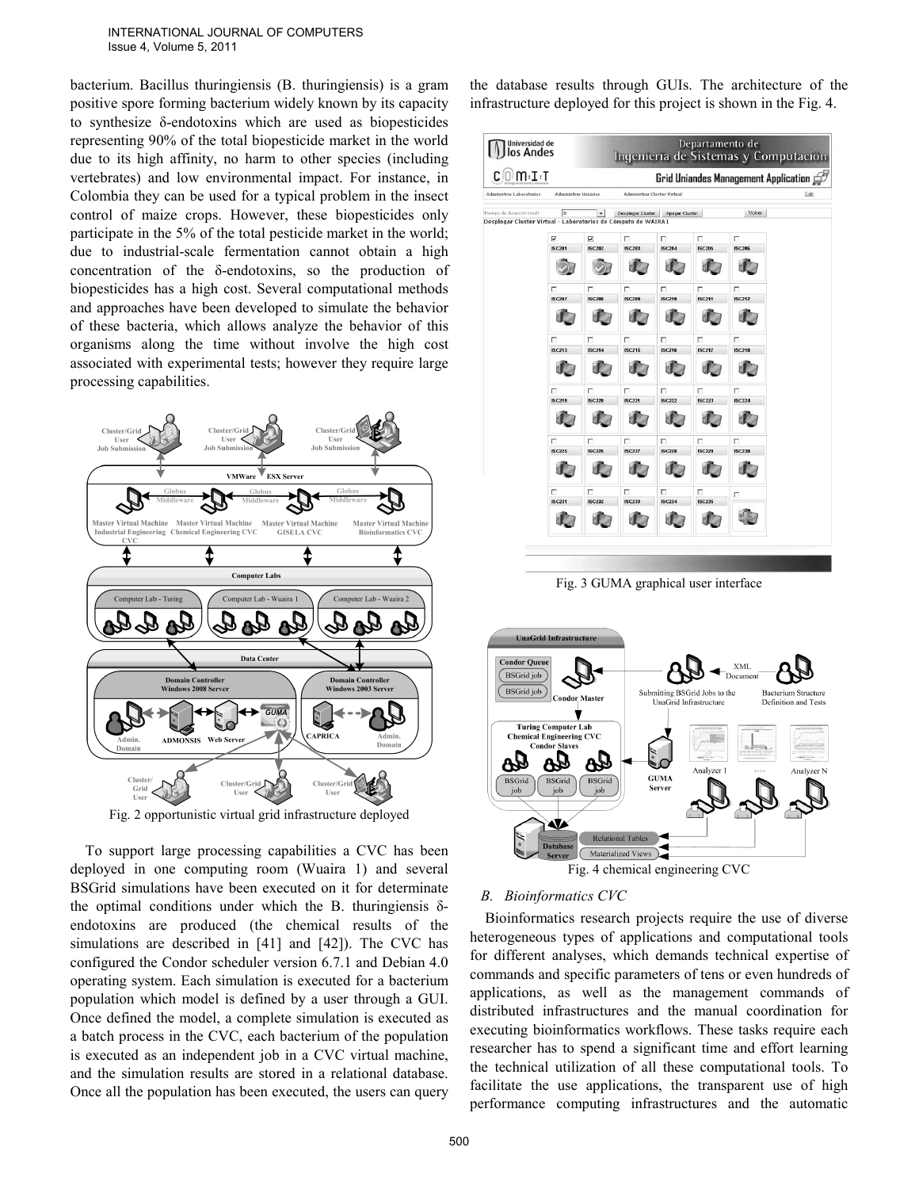bacterium. Bacillus thuringiensis (B. thuringiensis) is a gram positive spore forming bacterium widely known by its capacity to synthesize δ-endotoxins which are used as biopesticides representing 90% of the total biopesticide market in the world due to its high affinity, no harm to other species (including vertebrates) and low environmental impact. For instance, in Colombia they can be used for a typical problem in the insect control of maize crops. However, these biopesticides only participate in the 5% of the total pesticide market in the world; due to industrial-scale fermentation cannot obtain a high concentration of the δ-endotoxins, so the production of biopesticides has a high cost. Several computational methods and approaches have been developed to simulate the behavior of these bacteria, which allows analyze the behavior of this organisms along the time without involve the high cost associated with experimental tests; however they require large processing capabilities.

Fig. 2 opportunistic virtual grid infrastructure deployed

To support large processing capabilities a CVC has been deployed in one computing room (Wuaira 1) and several BSGrid simulations have been executed on it for determinate the optimal conditions under which the B. thuringiensis δ-endotoxins are produced (the chemical results of the simulations are described in [41] and [42]). The CVC has configured the Condor scheduler version 6.7.1 and Debian 4.0 operating system. Each simulation is executed for a bacterium population which model is defined by a user through a GUI. Once defined the model, a complete simulation is executed as a batch process in the CVC, each bacterium of the population is executed as an independent job in a CVC virtual machine, and the simulation results are stored in a relational database. Once all the population has been executed, the users can query the database results through GUIs. The architecture of the infrastructure deployed for this project is shown in the Fig. 4.

Fig. 3 GUMA graphical user interface

Fig. 4 chemical engineering CVC

### B. Bioinformatics CVC

Bioinformatics research projects require the use of diverse heterogeneous types of applications and computational tools for different analyses, which demands technical expertise of commands and specific parameters of tens or even hundreds of applications, as well as the management commands of distributed infrastructures and the manual coordination for executing bioinformatics workflows. These tasks require each researcher has to spend a significant time and effort learning the technical utilization of all these computational tools. To facilitate the use applications, the transparent use of high performance computing infrastructures and the automatic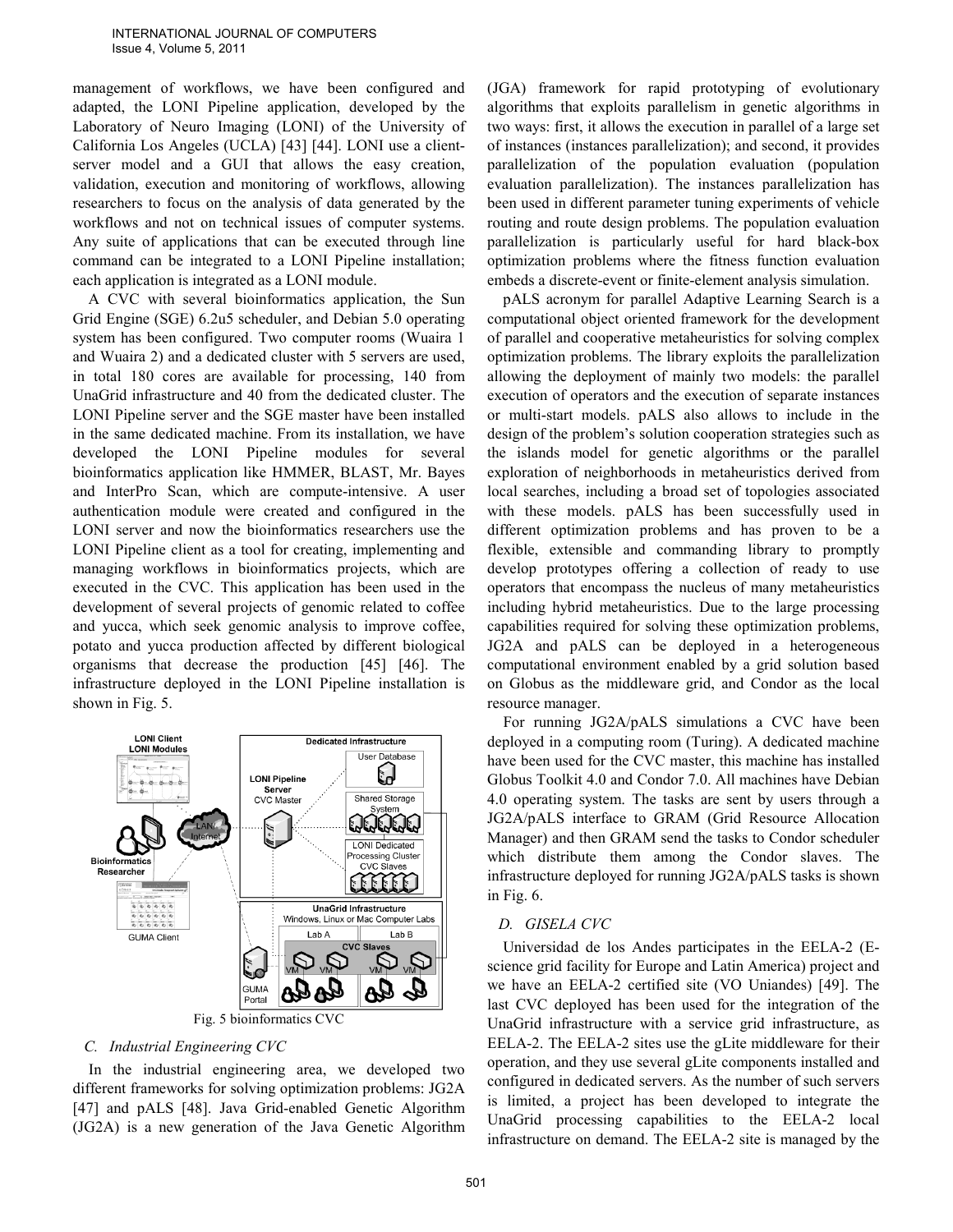management of workflows, we have been configured and adapted, the LONI Pipeline application, developed by the Laboratory of Neuro Imaging (LONI) of the University of California Los Angeles (UCLA) [43] [44]. LONI use a client-server model and a GUI that allows the easy creation, validation, execution and monitoring of workflows, allowing researchers to focus on the analysis of data generated by the workflows and not on technical issues of computer systems. Any suite of applications that can be executed through line command can be integrated to a LONI Pipeline installation; each application is integrated as a LONI module.

A CVC with several bioinformatics application, the Sun Grid Engine (SGE) 6.2u5 scheduler, and Debian 5.0 operating system has been configured. Two computer rooms (Wuaira 1 and Wuaira 2) and a dedicated cluster with 5 servers are used, in total 180 cores are available for processing, 140 from UnaGrid infrastructure and 40 from the dedicated cluster. The LONI Pipeline server and the SGE master have been installed in the same dedicated machine. From its installation, we have developed the LONI Pipeline modules for several bioinformatics application like HMMER, BLAST, Mr. Bayes and InterPro Scan, which are compute-intensive. A user authentication module were created and configured in the LONI server and now the bioinformatics researchers use the LONI Pipeline client as a tool for creating, implementing and managing workflows in bioinformatics projects, which are executed in the CVC. This application has been used in the development of several projects of genomic related to coffee and yucca, which seek genomic analysis to improve coffee, potato and yucca production affected by different biological organisms that decrease the production [45] [46]. The infrastructure deployed in the LONI Pipeline installation is shown in Fig. 5.

Fig. 5 bioinformatics CVC

### C. Industrial Engineering CVC

In the industrial engineering area, we developed two different frameworks for solving optimization problems: JG2A [47] and pALS [48]. Java Grid-enabled Genetic Algorithm (JG2A) is a new generation of the Java Genetic Algorithm (JGA) framework for rapid prototyping of evolutionary algorithms that exploits parallelism in genetic algorithms in two ways: first, it allows the execution in parallel of a large set of instances (instances parallelization); and second, it provides parallelization of the population evaluation (population evaluation parallelization). The instances parallelization has been used in different parameter tuning experiments of vehicle routing and route design problems. The population evaluation parallelization is particularly useful for hard black-box optimization problems where the fitness function evaluation embeds a discrete-event or finite-element analysis simulation.

pALS acronym for parallel Adaptive Learning Search is a computational object oriented framework for the development of parallel and cooperative metaheuristics for solving complex optimization problems. The library exploits the parallelization allowing the deployment of mainly two models: the parallel execution of operators and the execution of separate instances or multi-start models. pALS also allows to include in the design of the problem's solution cooperation strategies such as the islands model for genetic algorithms or the parallel exploration of neighborhoods in metaheuristics derived from local searches, including a broad set of topologies associated with these models. pALS has been successfully used in different optimization problems and has proven to be a flexible, extensible and commanding library to promptly develop prototypes offering a collection of ready to use operators that encompass the nucleus of many metaheuristics including hybrid metaheuristics. Due to the large processing capabilities required for solving these optimization problems, JG2A and pALS can be deployed in a heterogeneous computational environment enabled by a grid solution based on Globus as the middleware grid, and Condor as the local resource manager.

For running JG2A/pALS simulations a CVC have been deployed in a computing room (Turing). A dedicated machine have been used for the CVC master, this machine has installed Globus Toolkit 4.0 and Condor 7.0. All machines have Debian 4.0 operating system. The tasks are sent by users through a JG2A/pALS interface to GRAM (Grid Resource Allocation Manager) and then GRAM send the tasks to Condor scheduler which distribute them among the Condor slaves. The infrastructure deployed for running JG2A/pALS tasks is shown in Fig. 6.

### D. GISELA CVC

Universidad de los Andes participates in the EELA-2 (E-science grid facility for Europe and Latin America) project and we have an EELA-2 certified site (VO Uniandes) [49]. The last CVC deployed has been used for the integration of the UnaGrid infrastructure with a service grid infrastructure, as EELA-2. The EELA-2 sites use the gLite middleware for their operation, and they use several gLite components installed and configured in dedicated servers. As the number of such servers is limited, a project has been developed to integrate the UnaGrid processing capabilities to the EELA-2 local infrastructure on demand. The EELA-2 site is managed by the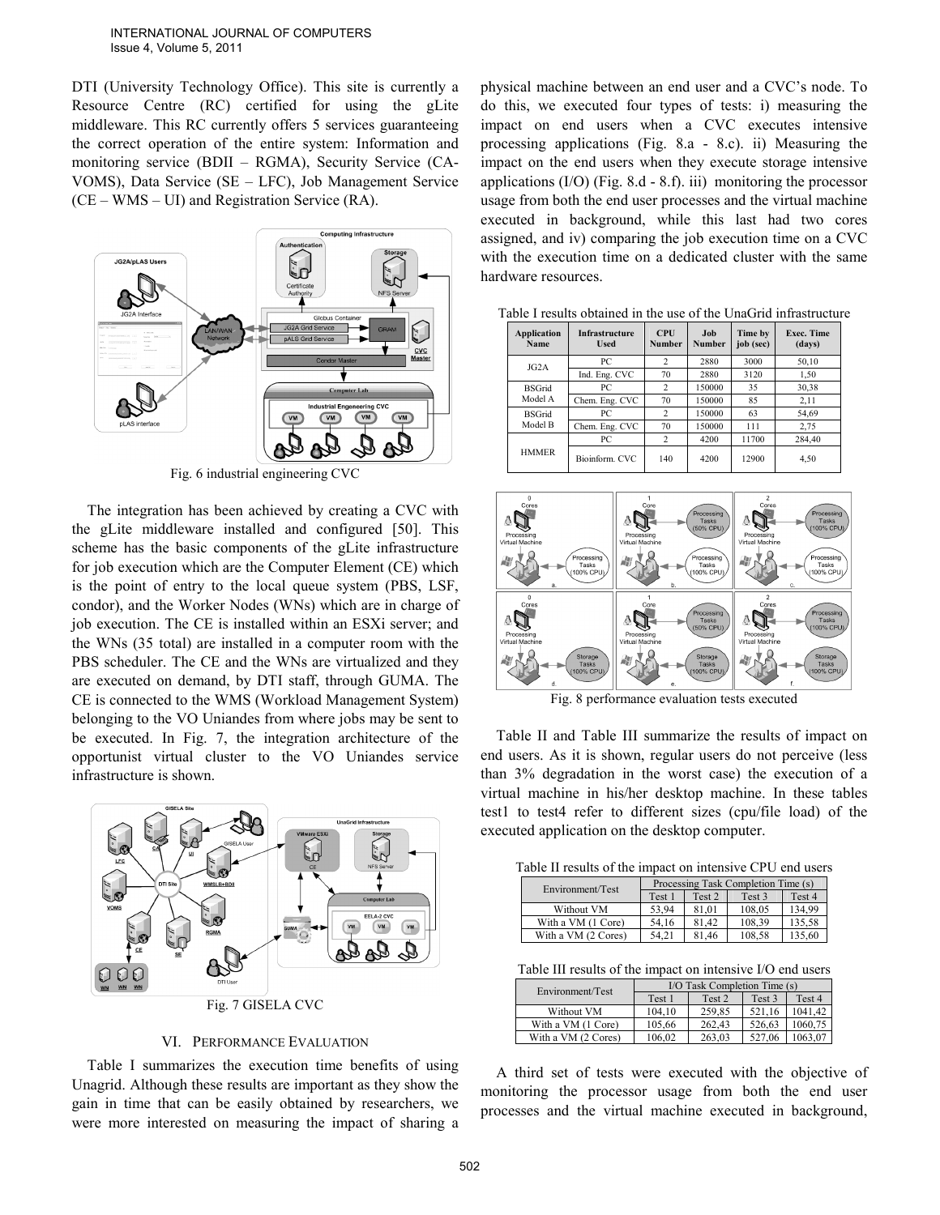DTI (University Technology Office). This site is currently a Resource Centre (RC) certified for using the gLite middleware. This RC currently offers 5 services guaranteeing the correct operation of the entire system: Information and monitoring service (BDII – RGMA), Security Service (CA-VOMS), Data Service (SE – LFC), Job Management Service (CE – WMS – UI) and Registration Service (RA).

Fig. 6 industrial engineering CVC

The integration has been achieved by creating a CVC with the gLite middleware installed and configured [50]. This scheme has the basic components of the gLite infrastructure for job execution which are the Computer Element (CE) which is the point of entry to the local queue system (PBS, LSF, condor), and the Worker Nodes (WNs) which are in charge of job execution. The CE is installed within an ESXi server; and the WNs (35 total) are installed in a computer room with the PBS scheduler. The CE and the WNs are virtualized and they are executed on demand, by DTI staff, through GUMA. The CE is connected to the WMS (Workload Management System) belonging to the VO Uniandes from where jobs may be sent to be executed. In Fig. 7, the integration architecture of the opportunist virtual cluster to the VO Uniandes service infrastructure is shown.

Fig. 7 GISELA CVC

## VI. Performance Evaluation

Table I summarizes the execution time benefits of using Unagrid. Although these results are important as they show the gain in time that can be easily obtained by researchers, we were more interested on measuring the impact of sharing a physical machine between an end user and a CVC's node. To do this, we executed four types of tests: i) measuring the impact on end users when a CVC executes intensive processing applications (Fig. 8.a - 8.c). ii) Measuring the impact on the end users when they execute storage intensive applications (I/O) (Fig. 8.d - 8.f). iii) monitoring the processor usage from both the end user processes and the virtual machine executed in background, while this last had two cores assigned, and iv) comparing the job execution time on a CVC with the execution time on a dedicated cluster with the same hardware resources.

Table I results obtained in the use of the UnaGrid infrastructure

| Application Name | Infrastructure Used | CPU Number | Job Number | Time by job (sec) | Exec. Time (days) |
|---|---|---|---|---|---|
| JG2A | PC | 2 | 2880 | 3000 | 50,10 |
| | Ind. Eng. CVC | 70 | 2880 | 3120 | 1,50 |
| BSGrid Model A | PC | 2 | 150000 | 35 | 30,38 |
| | Chem. Eng. CVC | 70 | 150000 | 85 | 2,11 |
| BSGrid Model B | PC | 2 | 150000 | 63 | 54,69 |
| | Chem. Eng. CVC | 70 | 150000 | 111 | 2,75 |
| HMMER | PC | 2 | 4200 | 11700 | 284,40 |
| | Bioinform. CVC | 140 | 4200 | 12900 | 4,50 |

Fig. 8 performance evaluation tests executed

Table II and Table III summarize the results of impact on end users. As it is shown, regular users do not perceive (less than 3% degradation in the worst case) the execution of a virtual machine in his/her desktop machine. In these tables test1 to test4 refer to different sizes (cpu/file load) of the executed application on the desktop computer.

Table II results of the impact on intensive CPU end users

| Environment/Test | Processing Task Completion Time (s) | | | |
|---|---|---|---|---|
| | Test 1 | Test 2 | Test 3 | Test 4 |
| Without VM | 53,94 | 81,01 | 108,05 | 134,99 |
| With a VM (1 Core) | 54,16 | 81,42 | 108,39 | 135,58 |
| With a VM (2 Cores) | 54,21 | 81,46 | 108,58 | 135,60 |

Table III results of the impact on intensive I/O end users

| Environment/Test | I/O Task Completion Time (s) | | | |
|---|---|---|---|---|
| | Test 1 | Test 2 | Test 3 | Test 4 |
| Without VM | 104,10 | 259,85 | 521,16 | 1041,42 |
| With a VM (1 Core) | 105,66 | 262,43 | 526,63 | 1060,75 |
| With a VM (2 Cores) | 106,02 | 263,03 | 527,06 | 1063,07 |

A third set of tests were executed with the objective of monitoring the processor usage from both the end user processes and the virtual machine executed in background,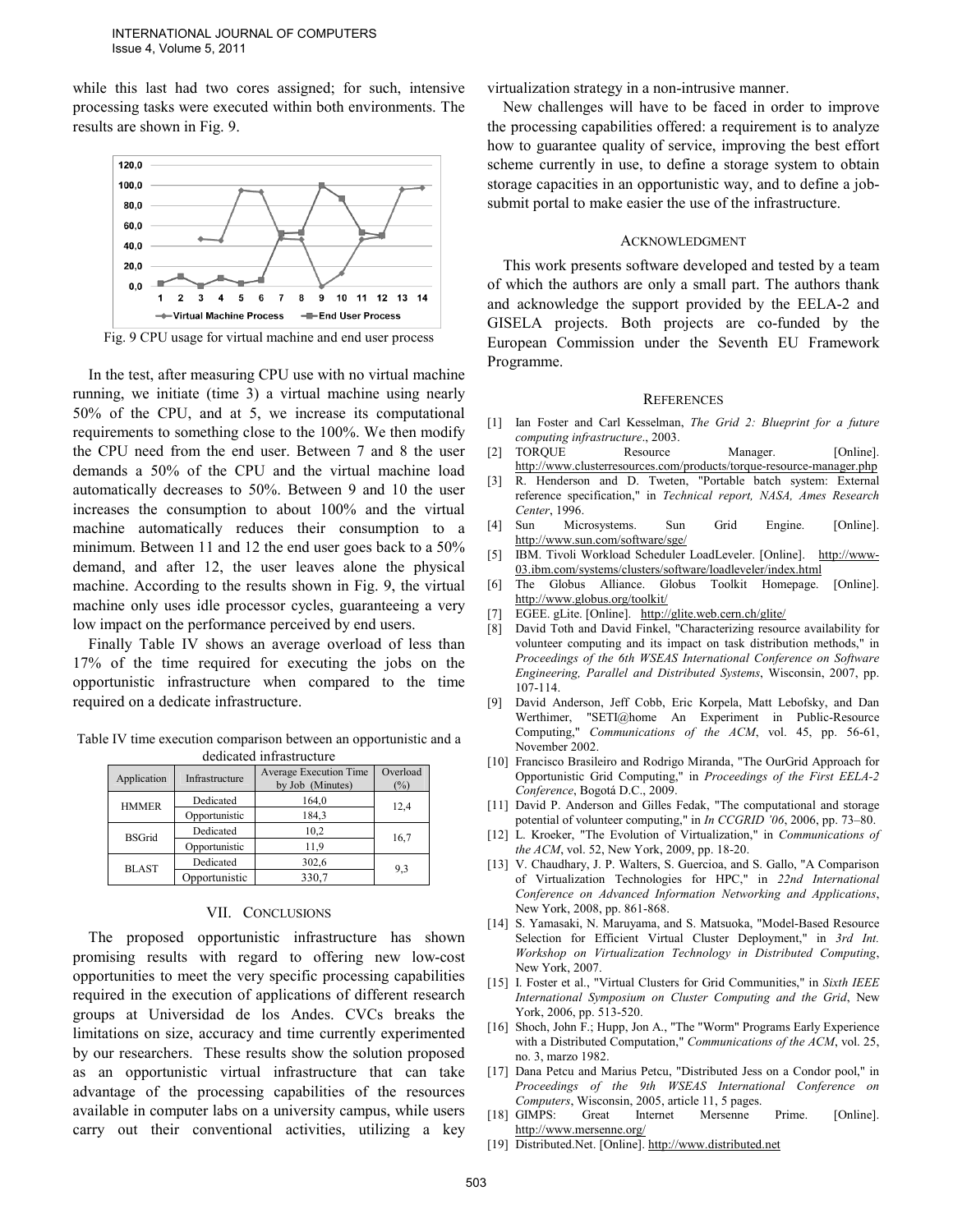while this last had two cores assigned; for such, intensive processing tasks were executed within both environments. The results are shown in Fig. 9.

Fig. 9 CPU usage for virtual machine and end user process

In the test, after measuring CPU use with no virtual machine running, we initiate (time 3) a virtual machine using nearly 50% of the CPU, and at 5, we increase its computational requirements to something close to the 100%. We then modify the CPU need from the end user. Between 7 and 8 the user demands a 50% of the CPU and the virtual machine load automatically decreases to 50%. Between 9 and 10 the user increases the consumption to about 100% and the virtual machine automatically reduces their consumption to a minimum. Between 11 and 12 the end user goes back to a 50% demand, and after 12, the user leaves alone the physical machine. According to the results shown in Fig. 9, the virtual machine only uses idle processor cycles, guaranteeing a very low impact on the performance perceived by end users.

Finally Table IV shows an average overload of less than 17% of the time required for executing the jobs on the opportunistic infrastructure when compared to the time required on a dedicate infrastructure.

Table IV time execution comparison between an opportunistic and a dedicated infrastructure

| Application | Infrastructure | Average Execution Time by Job (Minutes) | Overload (%) |
|---|---|---|---|
| HMMER | Dedicated | 164,0 | 12,4 |
| | Opportunistic | 184,3 | |
| BSGrid | Dedicated | 10,2 | 16,7 |
| | Opportunistic | 11,9 | |
| BLAST | Dedicated | 302,6 | 9,3 |
| | Opportunistic | 330,7 | |

## VII. Conclusions

The proposed opportunistic infrastructure has shown promising results with regard to offering new low-cost opportunities to meet the very specific processing capabilities required in the execution of applications of different research groups at Universidad de los Andes. CVCs breaks the limitations on size, accuracy and time currently experimented by our researchers. These results show the solution proposed as an opportunistic virtual infrastructure that can take advantage of the processing capabilities of the resources available in computer labs on a university campus, while users carry out their conventional activities, utilizing a key virtualization strategy in a non-intrusive manner.

New challenges will have to be faced in order to improve the processing capabilities offered: a requirement is to analyze how to guarantee quality of service, improving the best effort scheme currently in use, to define a storage system to obtain storage capacities in an opportunistic way, and to define a job-submit portal to make easier the use of the infrastructure.

## Acknowledgment

This work presents software developed and tested by a team of which the authors are only a small part. The authors thank and acknowledge the support provided by the EELA-2 and GISELA projects. Both projects are co-funded by the European Commission under the Seventh EU Framework Programme.

## References

[1] Ian Foster and Carl Kesselman, *The Grid 2: Blueprint for a future computing infrastructure*., 2003.

[2] TORQUE Resource Manager. [Online]. http://www.clusterresources.com/products/torque-resource-manager.php

[3] R. Henderson and D. Tweten, "Portable batch system: External reference specification," in *Technical report, NASA, Ames Research Center*, 1996.

[4] Sun Microsystems. Sun Grid Engine. [Online]. http://www.sun.com/software/sge/

[5] IBM. Tivoli Workload Scheduler LoadLeveler. [Online]. http://www-03.ibm.com/systems/clusters/software/loadleveler/index.html

[6] The Globus Alliance. Globus Toolkit Homepage. [Online]. http://www.globus.org/toolkit/

[7] EGEE. gLite. [Online]. http://glite.web.cern.ch/glite/

[8] David Toth and David Finkel, "Characterizing resource availability for volunteer computing and its impact on task distribution methods," in *Proceedings of the 6th WSEAS International Conference on Software Engineering, Parallel and Distributed Systems*, Wisconsin, 2007, pp. 107-114.

[9] David Anderson, Jeff Cobb, Eric Korpela, Matt Lebofsky, and Dan Werthimer, "SETI@home An Experiment in Public-Resource Computing," *Communications of the ACM*, vol. 45, pp. 56-61, November 2002.

[10] Francisco Brasileiro and Rodrigo Miranda, "The OurGrid Approach for Opportunistic Grid Computing," in *Proceedings of the First EELA-2 Conference*, Bogotá D.C., 2009.

[11] David P. Anderson and Gilles Fedak, "The computational and storage potential of volunteer computing," in *In CCGRID '06*, 2006, pp. 73–80.

[12] L. Kroeker, "The Evolution of Virtualization," in *Communications of the ACM*, vol. 52, New York, 2009, pp. 18-20.

[13] V. Chaudhary, J. P. Walters, S. Guercioa, and S. Gallo, "A Comparison of Virtualization Technologies for HPC," in *22nd International Conference on Advanced Information Networking and Applications*, New York, 2008, pp. 861-868.

[14] S. Yamasaki, N. Maruyama, and S. Matsuoka, "Model-Based Resource Selection for Efficient Virtual Cluster Deployment," in *3rd Int. Workshop on Virtualization Technology in Distributed Computing*, New York, 2007.

[15] I. Foster et al., "Virtual Clusters for Grid Communities," in *Sixth IEEE International Symposium on Cluster Computing and the Grid*, New York, 2006, pp. 513-520.

[16] Shoch, John F.; Hupp, Jon A., "The "Worm" Programs Early Experience with a Distributed Computation," *Communications of the ACM*, vol. 25, no. 3, marzo 1982.

[17] Dana Petcu and Marius Petcu, "Distributed Jess on a Condor pool," in *Proceedings of the 9th WSEAS International Conference on Computers*, Wisconsin, 2005, article 11, 5 pages.

[18] GIMPS: Great Internet Mersenne Prime. [Online]. http://www.mersenne.org/

[19] Distributed.Net. [Online]. http://www.distributed.net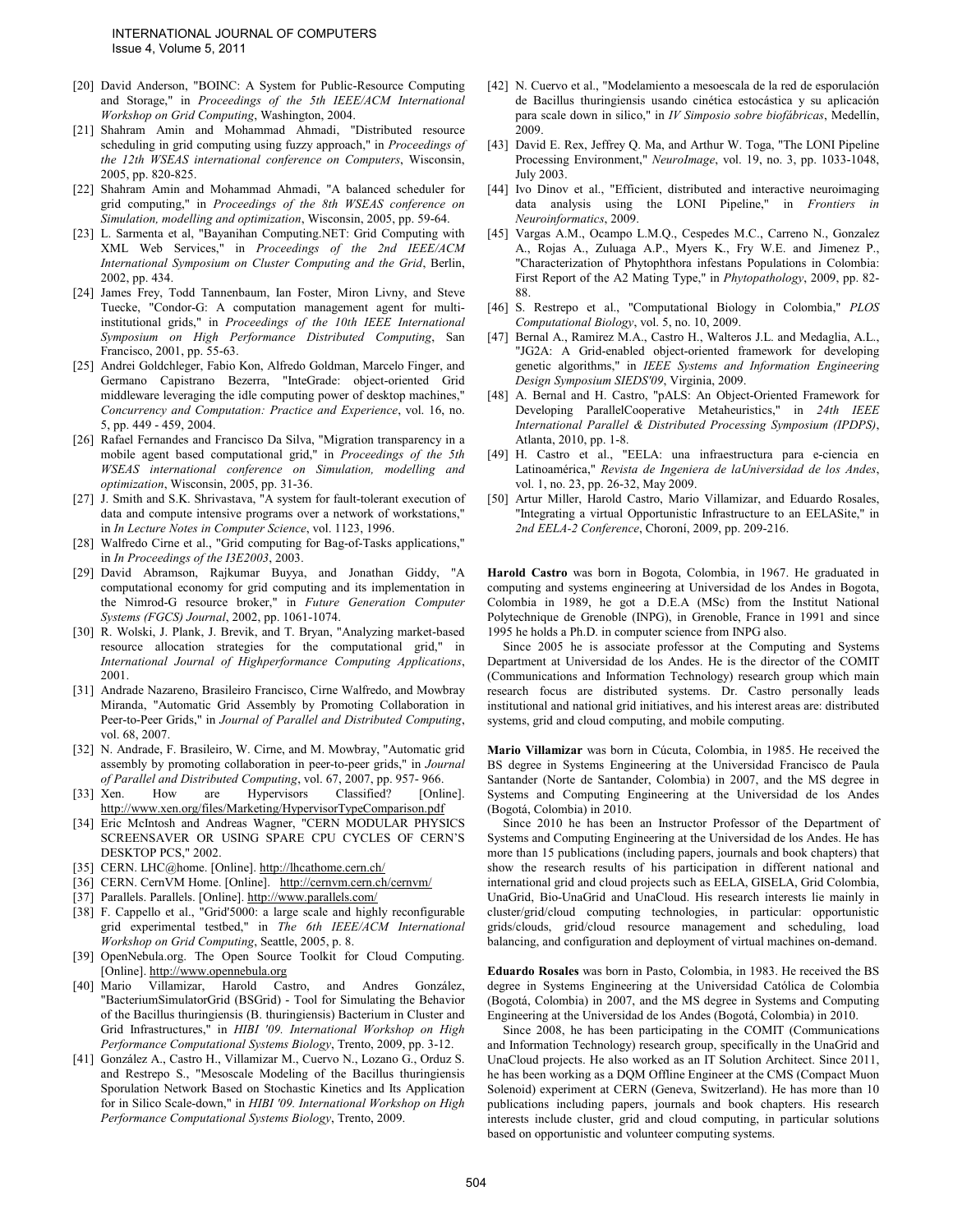[20] David Anderson, "BOINC: A System for Public-Resource Computing and Storage," in *Proceedings of the 5th IEEE/ACM International Workshop on Grid Computing*, Washington, 2004.

[21] Shahram Amin and Mohammad Ahmadi, "Distributed resource scheduling in grid computing using fuzzy approach," in *Proceedings of the 12th WSEAS international conference on Computers*, Wisconsin, 2005, pp. 820-825.

[22] Shahram Amin and Mohammad Ahmadi, "A balanced scheduler for grid computing," in *Proceedings of the 8th WSEAS conference on Simulation, modelling and optimization*, Wisconsin, 2005, pp. 59-64.

[23] L. Sarmenta et al, "Bayanihan Computing.NET: Grid Computing with XML Web Services," in *Proceedings of the 2nd IEEE/ACM International Symposium on Cluster Computing and the Grid*, Berlin, 2002, pp. 434.

[24] James Frey, Todd Tannenbaum, Ian Foster, Miron Livny, and Steve Tuecke, "Condor-G: A computation management agent for multi-institutional grids," in *Proceedings of the 10th IEEE International Symposium on High Performance Distributed Computing*, San Francisco, 2001, pp. 55-63.

[25] Andrei Goldchleger, Fabio Kon, Alfredo Goldman, Marcelo Finger, and Germano Capistrano Bezerra, "InteGrade: object-oriented Grid middleware leveraging the idle computing power of desktop machines," *Concurrency and Computation: Practice and Experience*, vol. 16, no. 5, pp. 449 - 459, 2004.

[26] Rafael Fernandes and Francisco Da Silva, "Migration transparency in a mobile agent based computational grid," in *Proceedings of the 5th WSEAS international conference on Simulation, modelling and optimization*, Wisconsin, 2005, pp. 31-36.

[27] J. Smith and S.K. Shrivastava, "A system for fault-tolerant execution of data and compute intensive programs over a network of workstations," in *In Lecture Notes in Computer Science*, vol. 1123, 1996.

[28] Walfredo Cirne et al., "Grid computing for Bag-of-Tasks applications," in *In Proceedings of the I3E2003*, 2003.

[29] David Abramson, Rajkumar Buyya, and Jonathan Giddy, "A computational economy for grid computing and its implementation in the Nimrod-G resource broker," in *Future Generation Computer Systems (FGCS) Journal*, 2002, pp. 1061-1074.

[30] R. Wolski, J. Plank, J. Brevik, and T. Bryan, "Analyzing market-based resource allocation strategies for the computational grid," in *International Journal of Highperformance Computing Applications*, 2001.

[31] Andrade Nazareno, Brasileiro Francisco, Cirne Walfredo, and Mowbray Miranda, "Automatic Grid Assembly by Promoting Collaboration in Peer-to-Peer Grids," in *Journal of Parallel and Distributed Computing*, vol. 68, 2007.

[32] N. Andrade, F. Brasileiro, W. Cirne, and M. Mowbray, "Automatic grid assembly by promoting collaboration in peer-to-peer grids," in *Journal of Parallel and Distributed Computing*, vol. 67, 2007, pp. 957- 966.

[33] Xen. How are Hypervisors Classified? [Online]. http://www.xen.org/files/Marketing/HypervisorTypeComparison.pdf

[34] Eric McIntosh and Andreas Wagner, "CERN MODULAR PHYSICS SCREENSAVER OR USING SPARE CPU CYCLES OF CERN'S DESKTOP PCS," 2002.

[35] CERN. LHC@home. [Online]. http://lhcathome.cern.ch/

[36] CERN. CernVM Home. [Online]. http://cernvm.cern.ch/cernvm/

[37] Parallels. Parallels. [Online]. http://www.parallels.com/

[38] F. Cappello et al., "Grid'5000: a large scale and highly reconfigurable grid experimental testbed," in *The 6th IEEE/ACM International Workshop on Grid Computing*, Seattle, 2005, p. 8.

[39] OpenNebula.org. The Open Source Toolkit for Cloud Computing. [Online]. http://www.opennebula.org

[40] Mario Villamizar, Harold Castro, and Andres González, "BacteriumSimulatorGrid (BSGrid) - Tool for Simulating the Behavior of the Bacillus thuringiensis (B. thuringiensis) Bacterium in Cluster and Grid Infrastructures," in *HIBI '09. International Workshop on High Performance Computational Systems Biology*, Trento, 2009, pp. 3-12.

[41] González A., Castro H., Villamizar M., Cuervo N., Lozano G., Orduz S. and Restrepo S., "Mesoscale Modeling of the Bacillus thuringiensis Sporulation Network Based on Stochastic Kinetics and Its Application for in Silico Scale-down," in *HIBI '09. International Workshop on High Performance Computational Systems Biology*, Trento, 2009.

[42] N. Cuervo et al., "Modelamiento a mesoescala de la red de esporulación de Bacillus thuringiensis usando cinética estocástica y su aplicación para scale down in silico," in *IV Simposio sobre biofábricas*, Medellín, 2009.

[43] David E. Rex, Jeffrey Q. Ma, and Arthur W. Toga, "The LONI Pipeline Processing Environment," *NeuroImage*, vol. 19, no. 3, pp. 1033-1048, July 2003.

[44] Ivo Dinov et al., "Efficient, distributed and interactive neuroimaging data analysis using the LONI Pipeline," in *Frontiers in Neuroinformatics*, 2009.

[45] Vargas A.M., Ocampo L.M.Q., Cespedes M.C., Carreno N., Gonzalez A., Rojas A., Zuluaga A.P., Myers K., Fry W.E. and Jimenez P., "Characterization of Phytophthora infestans Populations in Colombia: First Report of the A2 Mating Type," in *Phytopathology*, 2009, pp. 82-88.

[46] S. Restrepo et al., "Computational Biology in Colombia," *PLOS Computational Biology*, vol. 5, no. 10, 2009.

[47] Bernal A., Ramirez M.A., Castro H., Walteros J.L. and Medaglia, A.L., "JG2A: A Grid-enabled object-oriented framework for developing genetic algorithms," in *IEEE Systems and Information Engineering Design Symposium SIEDS'09*, Virginia, 2009.

[48] A. Bernal and H. Castro, "pALS: An Object-Oriented Framework for Developing ParallelCooperative Metaheuristics," in *24th IEEE International Parallel & Distributed Processing Symposium (IPDPS)*, Atlanta, 2010, pp. 1-8.

[49] H. Castro et al., "EELA: una infraestructura para e-ciencia en Latinoamérica," *Revista de Ingeniera de laUniversidad de los Andes*, vol. 1, no. 23, pp. 26-32, May 2009.

[50] Artur Miller, Harold Castro, Mario Villamizar, and Eduardo Rosales, "Integrating a virtual Opportunistic Infrastructure to an EELASite," in *2nd EELA-2 Conference*, Choroní, 2009, pp. 209-216.

**Harold Castro** was born in Bogota, Colombia, in 1967. He graduated in computing and systems engineering at Universidad de los Andes in Bogota, Colombia in 1989, he got a D.E.A (MSc) from the Institut National Polytechnique de Grenoble (INPG), in Grenoble, France in 1991 and since 1995 he holds a Ph.D. in computer science from INPG also.

Since 2005 he is associate professor at the Computing and Systems Department at Universidad de los Andes. He is the director of the COMIT (Communications and Information Technology) research group which main research focus are distributed systems. Dr. Castro personally leads institutional and national grid initiatives, and his interest areas are: distributed systems, grid and cloud computing, and mobile computing.

**Mario Villamizar** was born in Cúcuta, Colombia, in 1985. He received the BS degree in Systems Engineering at the Universidad Francisco de Paula Santander (Norte de Santander, Colombia) in 2007, and the MS degree in Systems and Computing Engineering at the Universidad de los Andes (Bogotá, Colombia) in 2010.

Since 2010 he has been an Instructor Professor of the Department of Systems and Computing Engineering at the Universidad de los Andes. He has more than 15 publications (including papers, journals and book chapters) that show the research results of his participation in different national and international grid and cloud projects such as EELA, GISELA, Grid Colombia, UnaGrid, Bio-UnaGrid and UnaCloud. His research interests lie mainly in cluster/grid/cloud computing technologies, in particular: opportunistic grids/clouds, grid/cloud resource management and scheduling, load balancing, and configuration and deployment of virtual machines on-demand.

**Eduardo Rosales** was born in Pasto, Colombia, in 1983. He received the BS degree in Systems Engineering at the Universidad Católica de Colombia (Bogotá, Colombia) in 2007, and the MS degree in Systems and Computing Engineering at the Universidad de los Andes (Bogotá, Colombia) in 2010.

Since 2008, he has been participating in the COMIT (Communications and Information Technology) research group, specifically in the UnaGrid and UnaCloud projects. He also worked as an IT Solution Architect. Since 2011, he has been working as a DQM Offline Engineer at the CMS (Compact Muon Solenoid) experiment at CERN (Geneva, Switzerland). He has more than 10 publications including papers, journals and book chapters. His research interests include cluster, grid and cloud computing, in particular solutions based on opportunistic and volunteer computing systems.